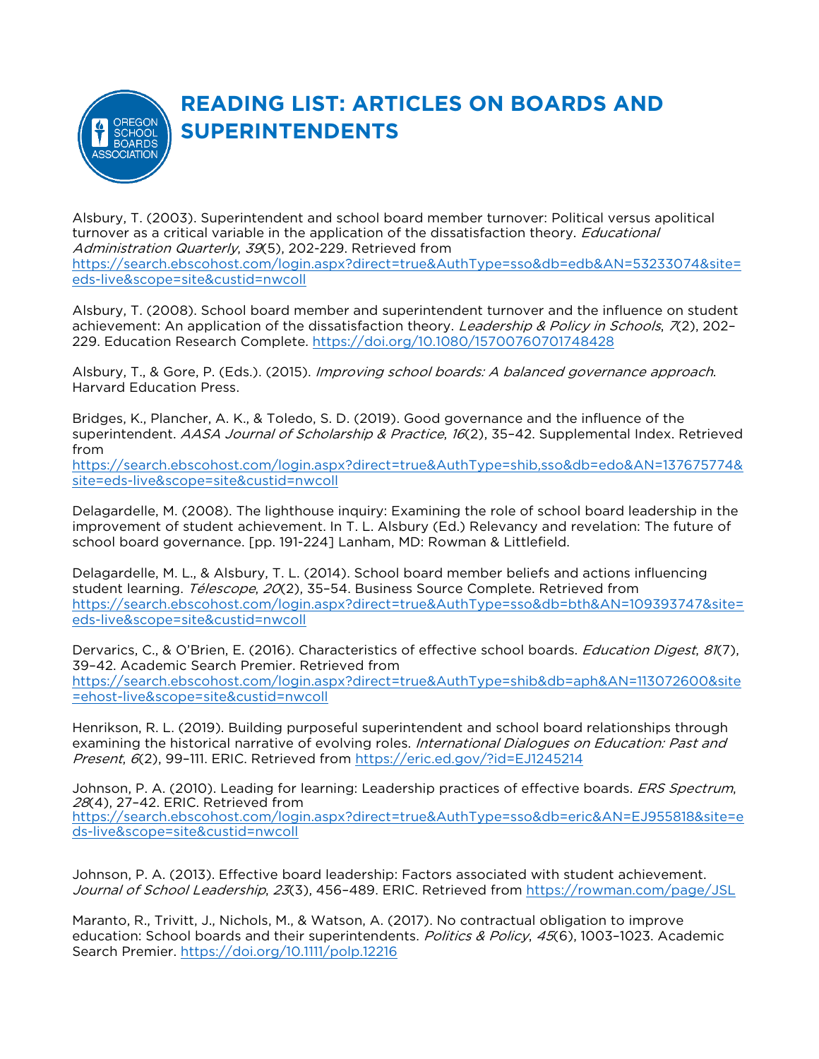# READING LIST: ARTICLES ON BOARDS AND SUPERINTENDENTS

Alsbury, T. (2003). Superintendent and school board member turnover: Political versus apolitical turnover as a critical variable in the application of the dissatisfaction theory. *Educational Administration Quarterly*, *39*(5), 202-229. Retrieved from https://search.ebscohost.com/login.aspx?direct=true&AuthType=sso&db=edb&AN=53233074&site=eds-live&scope=site&custid=nwcoll

Alsbury, T. (2008). School board member and superintendent turnover and the influence on student achievement: An application of the dissatisfaction theory. *Leadership & Policy in Schools*, *7*(2), 202–229. Education Research Complete. https://doi.org/10.1080/15700760701748428

Alsbury, T., & Gore, P. (Eds.). (2015). *Improving school boards: A balanced governance approach*. Harvard Education Press.

Bridges, K., Plancher, A. K., & Toledo, S. D. (2019). Good governance and the influence of the superintendent. *AASA Journal of Scholarship & Practice*, *16*(2), 35–42. Supplemental Index. Retrieved from https://search.ebscohost.com/login.aspx?direct=true&AuthType=shib,sso&db=edo&AN=137675774&site=eds-live&scope=site&custid=nwcoll

Delagardelle, M. (2008). The lighthouse inquiry: Examining the role of school board leadership in the improvement of student achievement. In T. L. Alsbury (Ed.) Relevancy and revelation: The future of school board governance. [pp. 191-224] Lanham, MD: Rowman & Littlefield.

Delagardelle, M. L., & Alsbury, T. L. (2014). School board member beliefs and actions influencing student learning. *Télescope*, *20*(2), 35–54. Business Source Complete. Retrieved from https://search.ebscohost.com/login.aspx?direct=true&AuthType=sso&db=bth&AN=109393747&site=eds-live&scope=site&custid=nwcoll

Dervarics, C., & O'Brien, E. (2016). Characteristics of effective school boards. *Education Digest*, *81*(7), 39–42. Academic Search Premier. Retrieved from https://search.ebscohost.com/login.aspx?direct=true&AuthType=shib&db=aph&AN=113072600&site=ehost-live&scope=site&custid=nwcoll

Henrikson, R. L. (2019). Building purposeful superintendent and school board relationships through examining the historical narrative of evolving roles. *International Dialogues on Education: Past and Present*, *6*(2), 99–111. ERIC. Retrieved from https://eric.ed.gov/?id=EJ1245214

Johnson, P. A. (2010). Leading for learning: Leadership practices of effective boards. *ERS Spectrum*, *28*(4), 27–42. ERIC. Retrieved from https://search.ebscohost.com/login.aspx?direct=true&AuthType=sso&db=eric&AN=EJ955818&site=eds-live&scope=site&custid=nwcoll

Johnson, P. A. (2013). Effective board leadership: Factors associated with student achievement. *Journal of School Leadership*, *23*(3), 456–489. ERIC. Retrieved from https://rowman.com/page/JSL

Maranto, R., Trivitt, J., Nichols, M., & Watson, A. (2017). No contractual obligation to improve education: School boards and their superintendents. *Politics & Policy*, *45*(6), 1003–1023. Academic Search Premier. https://doi.org/10.1111/polp.12216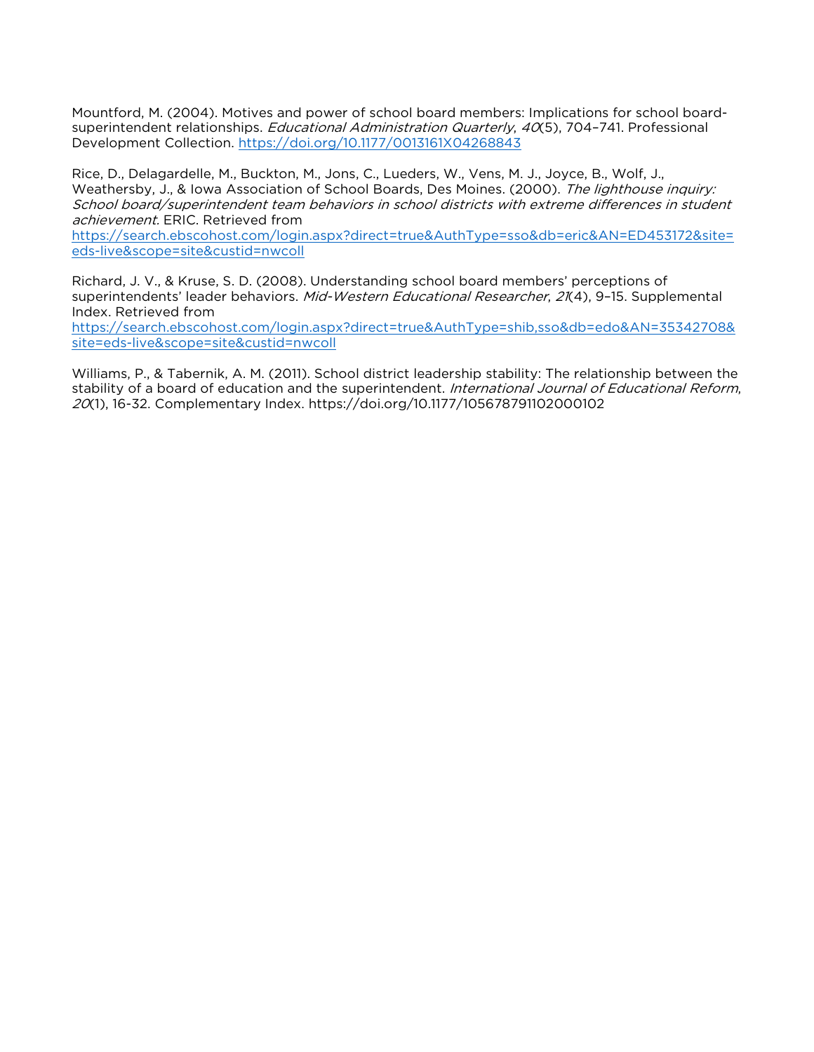Mountford, M. (2004). Motives and power of school board members: Implications for school board-superintendent relationships. *Educational Administration Quarterly*, *40*(5), 704–741. Professional Development Collection. https://doi.org/10.1177/0013161X04268843

Rice, D., Delagardelle, M., Buckton, M., Jons, C., Lueders, W., Vens, M. J., Joyce, B., Wolf, J., Weathersby, J., & Iowa Association of School Boards, Des Moines. (2000). *The lighthouse inquiry: School board/superintendent team behaviors in school districts with extreme differences in student achievement.* ERIC. Retrieved from https://search.ebscohost.com/login.aspx?direct=true&AuthType=sso&db=eric&AN=ED453172&site=eds-live&scope=site&custid=nwcoll

Richard, J. V., & Kruse, S. D. (2008). Understanding school board members' perceptions of superintendents' leader behaviors. *Mid-Western Educational Researcher*, *21*(4), 9–15. Supplemental Index. Retrieved from https://search.ebscohost.com/login.aspx?direct=true&AuthType=shib,sso&db=edo&AN=35342708&site=eds-live&scope=site&custid=nwcoll

Williams, P., & Tabernik, A. M. (2011). School district leadership stability: The relationship between the stability of a board of education and the superintendent. *International Journal of Educational Reform*, *20*(1), 16-32. Complementary Index. https://doi.org/10.1177/105678791102000102